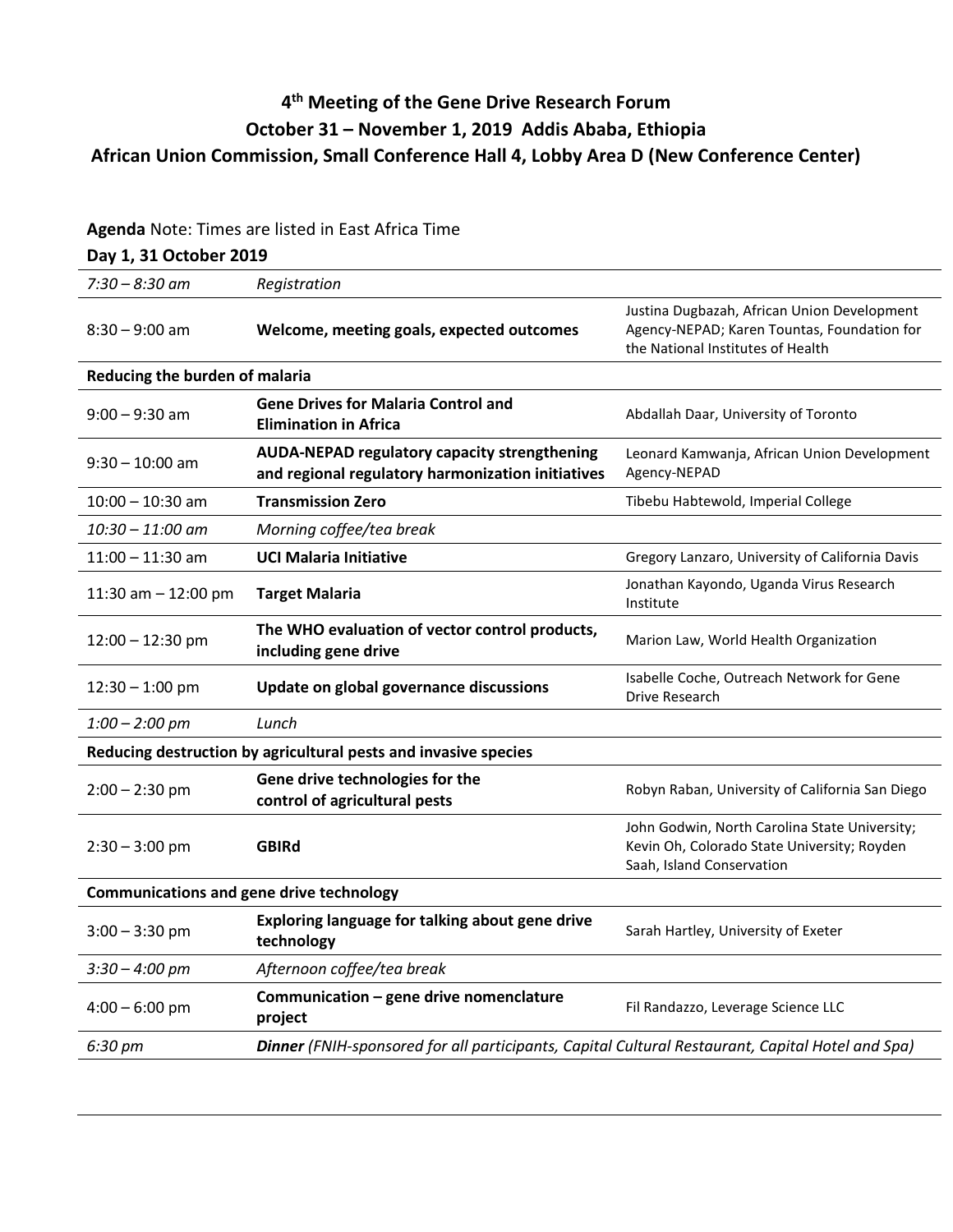# 4th Meeting of the Gene Drive Research Forum

## October 31 – November 1, 2019 Addis Ababa, Ethiopia

## African Union Commission, Small Conference Hall 4, Lobby Area D (New Conference Center)

**Agenda** Note: Times are listed in East Africa Time

**Day 1, 31 October 2019**

| | | |
|---|---|---|
| *7:30 – 8:30 am* | *Registration* | |
| 8:30 – 9:00 am | **Welcome, meeting goals, expected outcomes** | Justina Dugbazah, African Union Development Agency-NEPAD; Karen Tountas, Foundation for the National Institutes of Health |
| **Reducing the burden of malaria** | | |
| 9:00 – 9:30 am | **Gene Drives for Malaria Control and Elimination in Africa** | Abdallah Daar, University of Toronto |
| 9:30 – 10:00 am | **AUDA-NEPAD regulatory capacity strengthening and regional regulatory harmonization initiatives** | Leonard Kamwanja, African Union Development Agency-NEPAD |
| 10:00 – 10:30 am | **Transmission Zero** | Tibebu Habtewold, Imperial College |
| *10:30 – 11:00 am* | *Morning coffee/tea break* | |
| 11:00 – 11:30 am | **UCI Malaria Initiative** | Gregory Lanzaro, University of California Davis |
| 11:30 am – 12:00 pm | **Target Malaria** | Jonathan Kayondo, Uganda Virus Research Institute |
| 12:00 – 12:30 pm | **The WHO evaluation of vector control products, including gene drive** | Marion Law, World Health Organization |
| 12:30 – 1:00 pm | **Update on global governance discussions** | Isabelle Coche, Outreach Network for Gene Drive Research |
| *1:00 – 2:00 pm* | *Lunch* | |
| **Reducing destruction by agricultural pests and invasive species** | | |
| 2:00 – 2:30 pm | **Gene drive technologies for the control of agricultural pests** | Robyn Raban, University of California San Diego |
| 2:30 – 3:00 pm | **GBIRd** | John Godwin, North Carolina State University; Kevin Oh, Colorado State University; Royden Saah, Island Conservation |
| **Communications and gene drive technology** | | |
| 3:00 – 3:30 pm | **Exploring language for talking about gene drive technology** | Sarah Hartley, University of Exeter |
| *3:30 – 4:00 pm* | *Afternoon coffee/tea break* | |
| 4:00 – 6:00 pm | **Communication – gene drive nomenclature project** | Fil Randazzo, Leverage Science LLC |
| *6:30 pm* | ***Dinner** (FNIH-sponsored for all participants, Capital Cultural Restaurant, Capital Hotel and Spa)* | |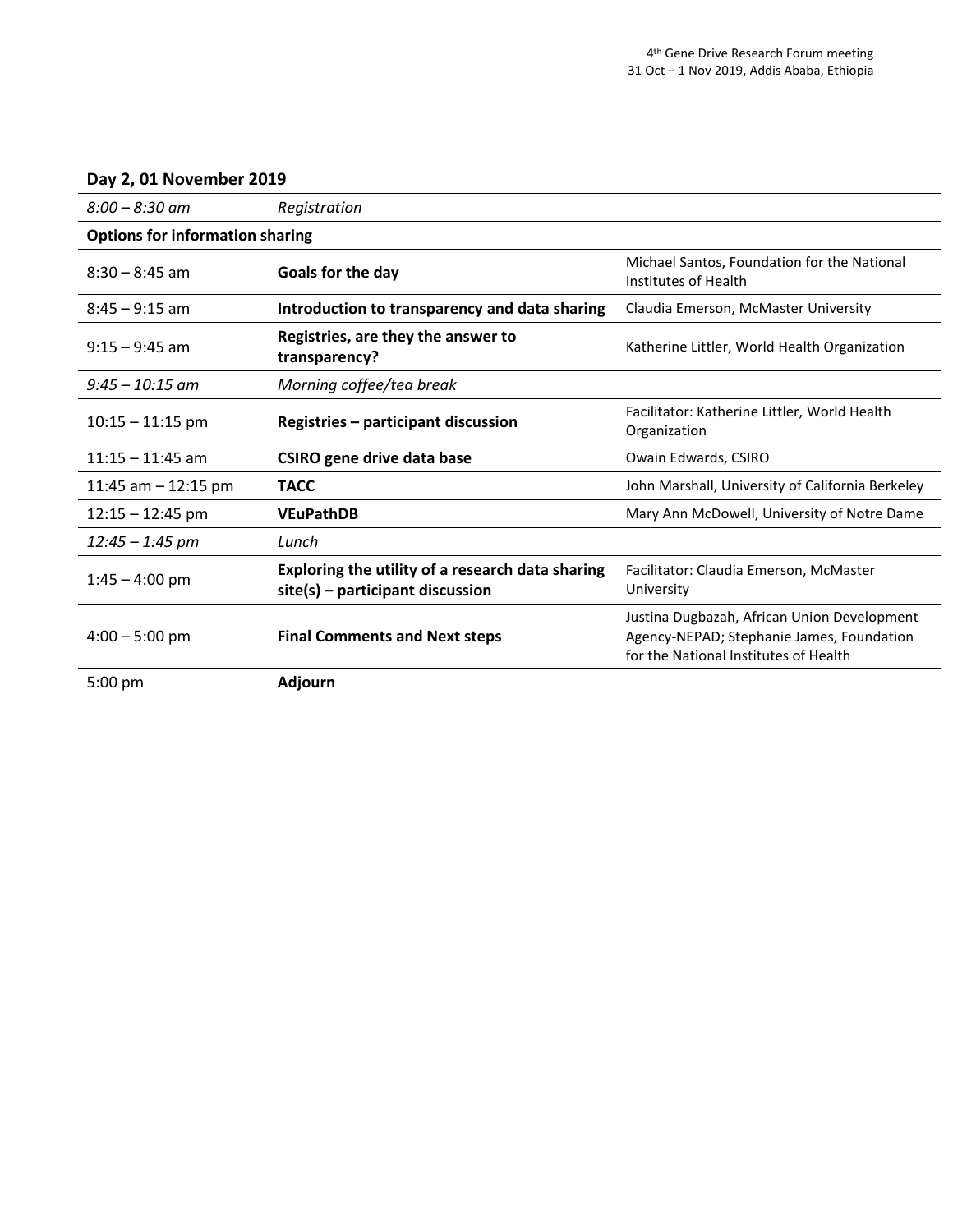## Day 2, 01 November 2019

| | | |
|---|---|---|
| *8:00 – 8:30 am* | *Registration* | |
| **Options for information sharing** | | |
| 8:30 – 8:45 am | **Goals for the day** | Michael Santos, Foundation for the National Institutes of Health |
| 8:45 – 9:15 am | **Introduction to transparency and data sharing** | Claudia Emerson, McMaster University |
| 9:15 – 9:45 am | **Registries, are they the answer to transparency?** | Katherine Littler, World Health Organization |
| *9:45 – 10:15 am* | *Morning coffee/tea break* | |
| 10:15 – 11:15 pm | **Registries – participant discussion** | Facilitator: Katherine Littler, World Health Organization |
| 11:15 – 11:45 am | **CSIRO gene drive data base** | Owain Edwards, CSIRO |
| 11:45 am – 12:15 pm | **TACC** | John Marshall, University of California Berkeley |
| 12:15 – 12:45 pm | **VEuPathDB** | Mary Ann McDowell, University of Notre Dame |
| *12:45 – 1:45 pm* | *Lunch* | |
| 1:45 – 4:00 pm | **Exploring the utility of a research data sharing site(s) – participant discussion** | Facilitator: Claudia Emerson, McMaster University |
| 4:00 – 5:00 pm | **Final Comments and Next steps** | Justina Dugbazah, African Union Development Agency-NEPAD; Stephanie James, Foundation for the National Institutes of Health |
| 5:00 pm | **Adjourn** | |